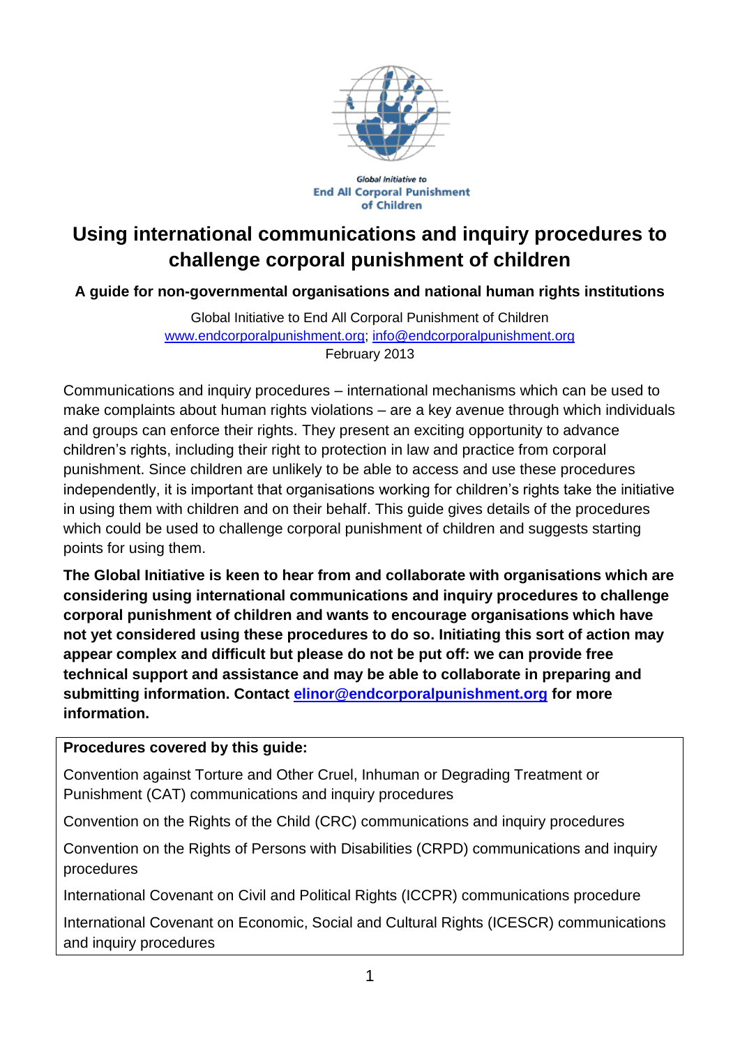Global Initiative to
End All Corporal Punishment
of Children

# Using international communications and inquiry procedures to challenge corporal punishment of children

**A guide for non-governmental organisations and national human rights institutions**

Global Initiative to End All Corporal Punishment of Children
www.endcorporalpunishment.org; info@endcorporalpunishment.org
February 2013

Communications and inquiry procedures – international mechanisms which can be used to make complaints about human rights violations – are a key avenue through which individuals and groups can enforce their rights. They present an exciting opportunity to advance children's rights, including their right to protection in law and practice from corporal punishment. Since children are unlikely to be able to access and use these procedures independently, it is important that organisations working for children's rights take the initiative in using them with children and on their behalf. This guide gives details of the procedures which could be used to challenge corporal punishment of children and suggests starting points for using them.

**The Global Initiative is keen to hear from and collaborate with organisations which are considering using international communications and inquiry procedures to challenge corporal punishment of children and wants to encourage organisations which have not yet considered using these procedures to do so. Initiating this sort of action may appear complex and difficult but please do not be put off: we can provide free technical support and assistance and may be able to collaborate in preparing and submitting information. Contact elinor@endcorporalpunishment.org for more information.**

| **Procedures covered by this guide:** |
| --- |
| Convention against Torture and Other Cruel, Inhuman or Degrading Treatment or Punishment (CAT) communications and inquiry procedures |
| Convention on the Rights of the Child (CRC) communications and inquiry procedures |
| Convention on the Rights of Persons with Disabilities (CRPD) communications and inquiry procedures |
| International Covenant on Civil and Political Rights (ICCPR) communications procedure |
| International Covenant on Economic, Social and Cultural Rights (ICESCR) communications and inquiry procedures |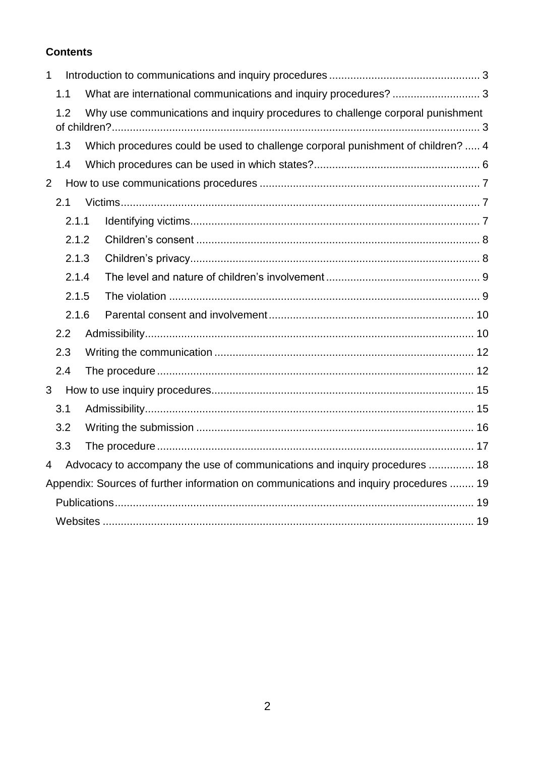**Contents**

1 Introduction to communications and inquiry procedures ... 3

  1.1 What are international communications and inquiry procedures? ... 3

  1.2 Why use communications and inquiry procedures to challenge corporal punishment of children? ... 3

  1.3 Which procedures could be used to challenge corporal punishment of children? ... 4

  1.4 Which procedures can be used in which states? ... 6

2 How to use communications procedures ... 7

  2.1 Victims ... 7

    2.1.1 Identifying victims ... 7

    2.1.2 Children's consent ... 8

    2.1.3 Children's privacy ... 8

    2.1.4 The level and nature of children's involvement ... 9

    2.1.5 The violation ... 9

    2.1.6 Parental consent and involvement ... 10

  2.2 Admissibility ... 10

  2.3 Writing the communication ... 12

  2.4 The procedure ... 12

3 How to use inquiry procedures ... 15

  3.1 Admissibility ... 15

  3.2 Writing the submission ... 16

  3.3 The procedure ... 17

4 Advocacy to accompany the use of communications and inquiry procedures ... 18

Appendix: Sources of further information on communications and inquiry procedures ... 19

  Publications ... 19

  Websites ... 19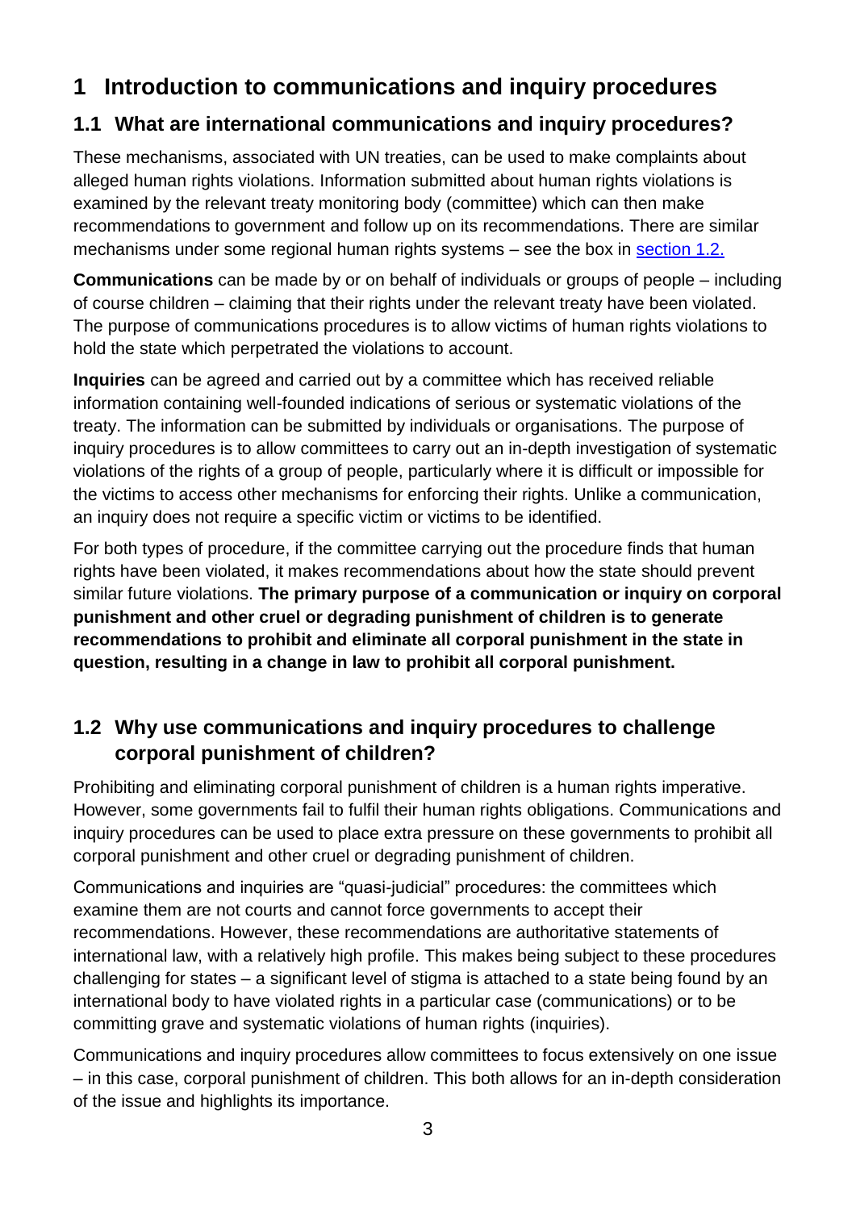# 1 Introduction to communications and inquiry procedures

## 1.1 What are international communications and inquiry procedures?

These mechanisms, associated with UN treaties, can be used to make complaints about alleged human rights violations. Information submitted about human rights violations is examined by the relevant treaty monitoring body (committee) which can then make recommendations to government and follow up on its recommendations. There are similar mechanisms under some regional human rights systems – see the box in section 1.2.

**Communications** can be made by or on behalf of individuals or groups of people – including of course children – claiming that their rights under the relevant treaty have been violated. The purpose of communications procedures is to allow victims of human rights violations to hold the state which perpetrated the violations to account.

**Inquiries** can be agreed and carried out by a committee which has received reliable information containing well-founded indications of serious or systematic violations of the treaty. The information can be submitted by individuals or organisations. The purpose of inquiry procedures is to allow committees to carry out an in-depth investigation of systematic violations of the rights of a group of people, particularly where it is difficult or impossible for the victims to access other mechanisms for enforcing their rights. Unlike a communication, an inquiry does not require a specific victim or victims to be identified.

For both types of procedure, if the committee carrying out the procedure finds that human rights have been violated, it makes recommendations about how the state should prevent similar future violations. **The primary purpose of a communication or inquiry on corporal punishment and other cruel or degrading punishment of children is to generate recommendations to prohibit and eliminate all corporal punishment in the state in question, resulting in a change in law to prohibit all corporal punishment.**

## 1.2 Why use communications and inquiry procedures to challenge corporal punishment of children?

Prohibiting and eliminating corporal punishment of children is a human rights imperative. However, some governments fail to fulfil their human rights obligations. Communications and inquiry procedures can be used to place extra pressure on these governments to prohibit all corporal punishment and other cruel or degrading punishment of children.

Communications and inquiries are "quasi-judicial" procedures: the committees which examine them are not courts and cannot force governments to accept their recommendations. However, these recommendations are authoritative statements of international law, with a relatively high profile. This makes being subject to these procedures challenging for states – a significant level of stigma is attached to a state being found by an international body to have violated rights in a particular case (communications) or to be committing grave and systematic violations of human rights (inquiries).

Communications and inquiry procedures allow committees to focus extensively on one issue – in this case, corporal punishment of children. This both allows for an in-depth consideration of the issue and highlights its importance.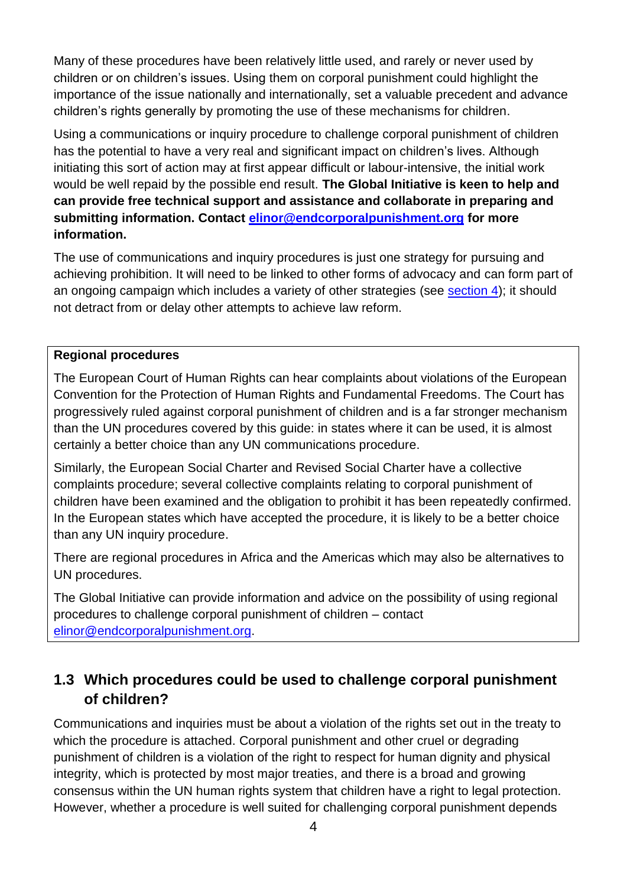Many of these procedures have been relatively little used, and rarely or never used by children or on children's issues. Using them on corporal punishment could highlight the importance of the issue nationally and internationally, set a valuable precedent and advance children's rights generally by promoting the use of these mechanisms for children.

Using a communications or inquiry procedure to challenge corporal punishment of children has the potential to have a very real and significant impact on children's lives. Although initiating this sort of action may at first appear difficult or labour-intensive, the initial work would be well repaid by the possible end result. **The Global Initiative is keen to help and can provide free technical support and assistance and collaborate in preparing and submitting information. Contact [elinor@endcorporalpunishment.org](mailto:elinor@endcorporalpunishment.org) for more information.**

The use of communications and inquiry procedures is just one strategy for pursuing and achieving prohibition. It will need to be linked to other forms of advocacy and can form part of an ongoing campaign which includes a variety of other strategies (see section 4); it should not detract from or delay other attempts to achieve law reform.

> **Regional procedures**
>
> The European Court of Human Rights can hear complaints about violations of the European Convention for the Protection of Human Rights and Fundamental Freedoms. The Court has progressively ruled against corporal punishment of children and is a far stronger mechanism than the UN procedures covered by this guide: in states where it can be used, it is almost certainly a better choice than any UN communications procedure.
>
> Similarly, the European Social Charter and Revised Social Charter have a collective complaints procedure; several collective complaints relating to corporal punishment of children have been examined and the obligation to prohibit it has been repeatedly confirmed. In the European states which have accepted the procedure, it is likely to be a better choice than any UN inquiry procedure.
>
> There are regional procedures in Africa and the Americas which may also be alternatives to UN procedures.
>
> The Global Initiative can provide information and advice on the possibility of using regional procedures to challenge corporal punishment of children – contact [elinor@endcorporalpunishment.org](mailto:elinor@endcorporalpunishment.org).

## 1.3 Which procedures could be used to challenge corporal punishment of children?

Communications and inquiries must be about a violation of the rights set out in the treaty to which the procedure is attached. Corporal punishment and other cruel or degrading punishment of children is a violation of the right to respect for human dignity and physical integrity, which is protected by most major treaties, and there is a broad and growing consensus within the UN human rights system that children have a right to legal protection. However, whether a procedure is well suited for challenging corporal punishment depends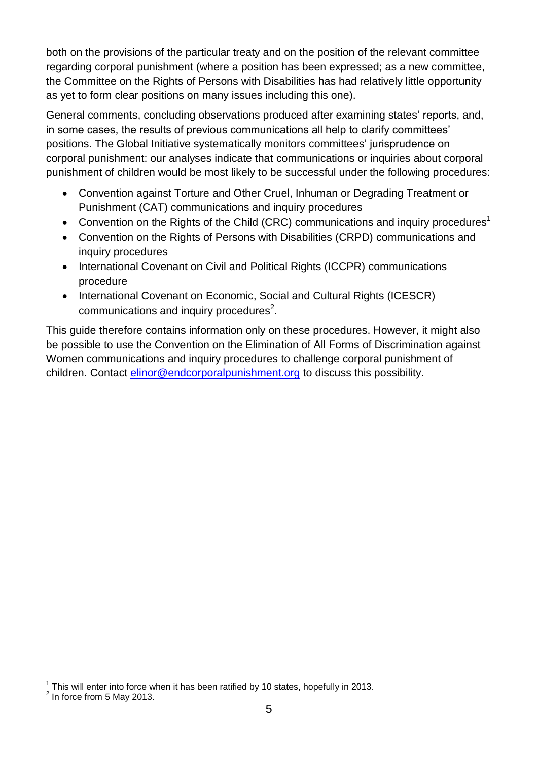both on the provisions of the particular treaty and on the position of the relevant committee regarding corporal punishment (where a position has been expressed; as a new committee, the Committee on the Rights of Persons with Disabilities has had relatively little opportunity as yet to form clear positions on many issues including this one).

General comments, concluding observations produced after examining states' reports, and, in some cases, the results of previous communications all help to clarify committees' positions. The Global Initiative systematically monitors committees' jurisprudence on corporal punishment: our analyses indicate that communications or inquiries about corporal punishment of children would be most likely to be successful under the following procedures:

- Convention against Torture and Other Cruel, Inhuman or Degrading Treatment or Punishment (CAT) communications and inquiry procedures
- Convention on the Rights of the Child (CRC) communications and inquiry procedures[1]
- Convention on the Rights of Persons with Disabilities (CRPD) communications and inquiry procedures
- International Covenant on Civil and Political Rights (ICCPR) communications procedure
- International Covenant on Economic, Social and Cultural Rights (ICESCR) communications and inquiry procedures[2].

This guide therefore contains information only on these procedures. However, it might also be possible to use the Convention on the Elimination of All Forms of Discrimination against Women communications and inquiry procedures to challenge corporal punishment of children. Contact [elinor@endcorporalpunishment.org](mailto:elinor@endcorporalpunishment.org) to discuss this possibility.

---

[1] This will enter into force when it has been ratified by 10 states, hopefully in 2013.

[2] In force from 5 May 2013.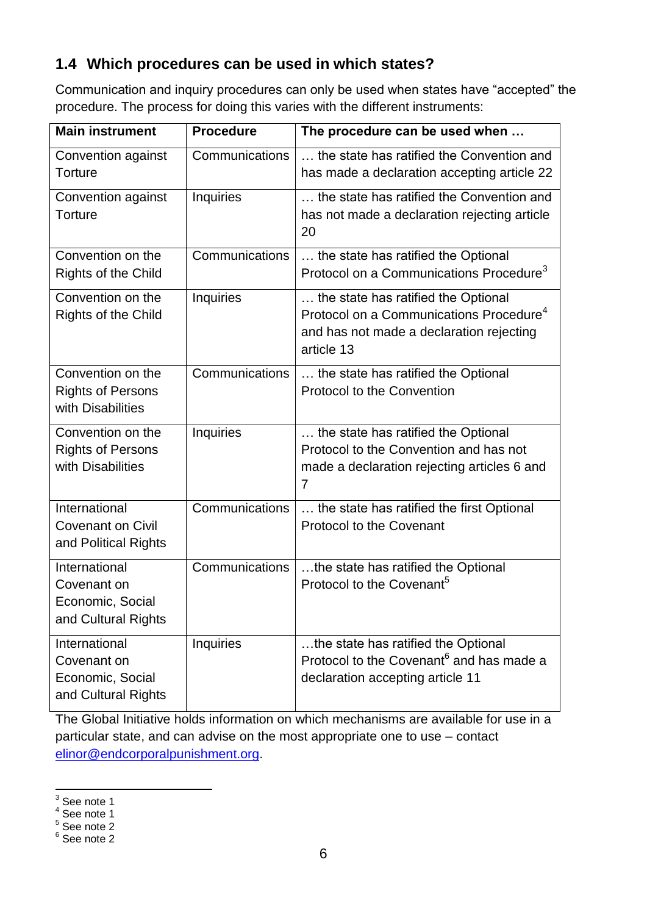## 1.4 Which procedures can be used in which states?

Communication and inquiry procedures can only be used when states have “accepted” the procedure. The process for doing this varies with the different instruments:

| Main instrument | Procedure | The procedure can be used when … |
|---|---|---|
| Convention against Torture | Communications | … the state has ratified the Convention and has made a declaration accepting article 22 |
| Convention against Torture | Inquiries | … the state has ratified the Convention and has not made a declaration rejecting article 20 |
| Convention on the Rights of the Child | Communications | … the state has ratified the Optional Protocol on a Communications Procedure[3] |
| Convention on the Rights of the Child | Inquiries | … the state has ratified the Optional Protocol on a Communications Procedure[4] and has not made a declaration rejecting article 13 |
| Convention on the Rights of Persons with Disabilities | Communications | … the state has ratified the Optional Protocol to the Convention |
| Convention on the Rights of Persons with Disabilities | Inquiries | … the state has ratified the Optional Protocol to the Convention and has not made a declaration rejecting articles 6 and 7 |
| International Covenant on Civil and Political Rights | Communications | … the state has ratified the first Optional Protocol to the Covenant |
| International Covenant on Economic, Social and Cultural Rights | Communications | …the state has ratified the Optional Protocol to the Covenant[5] |
| International Covenant on Economic, Social and Cultural Rights | Inquiries | …the state has ratified the Optional Protocol to the Covenant[6] and has made a declaration accepting article 11 |

The Global Initiative holds information on which mechanisms are available for use in a particular state, and can advise on the most appropriate one to use – contact [elinor@endcorporalpunishment.org](mailto:elinor@endcorporalpunishment.org).

---

[3] See note 1
[4] See note 1
[5] See note 2
[6] See note 2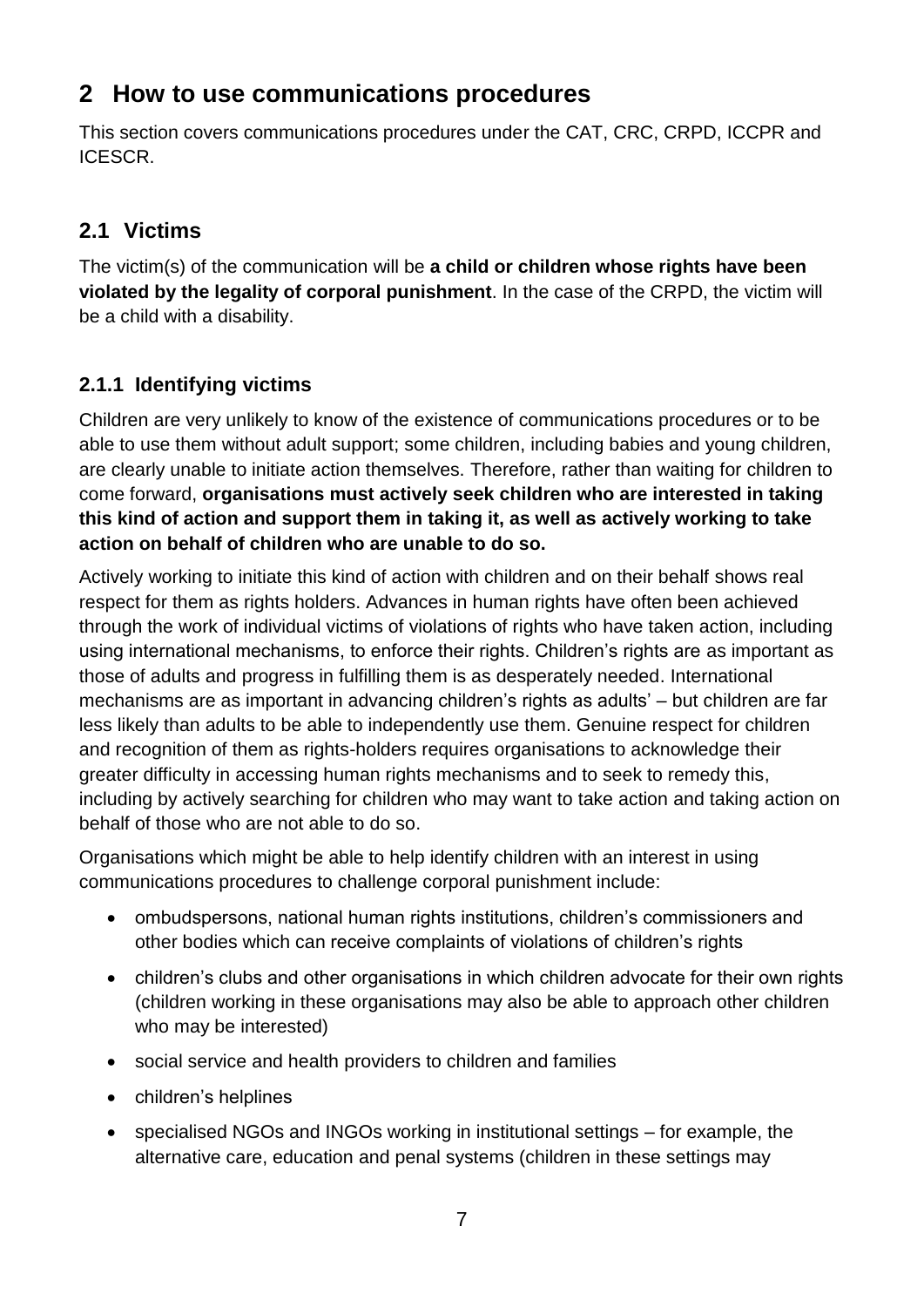## 2 How to use communications procedures

This section covers communications procedures under the CAT, CRC, CRPD, ICCPR and ICESCR.

### 2.1 Victims

The victim(s) of the communication will be **a child or children whose rights have been violated by the legality of corporal punishment**. In the case of the CRPD, the victim will be a child with a disability.

#### 2.1.1 Identifying victims

Children are very unlikely to know of the existence of communications procedures or to be able to use them without adult support; some children, including babies and young children, are clearly unable to initiate action themselves. Therefore, rather than waiting for children to come forward, **organisations must actively seek children who are interested in taking this kind of action and support them in taking it, as well as actively working to take action on behalf of children who are unable to do so.**

Actively working to initiate this kind of action with children and on their behalf shows real respect for them as rights holders. Advances in human rights have often been achieved through the work of individual victims of violations of rights who have taken action, including using international mechanisms, to enforce their rights. Children's rights are as important as those of adults and progress in fulfilling them is as desperately needed. International mechanisms are as important in advancing children's rights as adults' – but children are far less likely than adults to be able to independently use them. Genuine respect for children and recognition of them as rights-holders requires organisations to acknowledge their greater difficulty in accessing human rights mechanisms and to seek to remedy this, including by actively searching for children who may want to take action and taking action on behalf of those who are not able to do so.

Organisations which might be able to help identify children with an interest in using communications procedures to challenge corporal punishment include:

- ombudspersons, national human rights institutions, children's commissioners and other bodies which can receive complaints of violations of children's rights
- children's clubs and other organisations in which children advocate for their own rights (children working in these organisations may also be able to approach other children who may be interested)
- social service and health providers to children and families
- children's helplines
- specialised NGOs and INGOs working in institutional settings – for example, the alternative care, education and penal systems (children in these settings may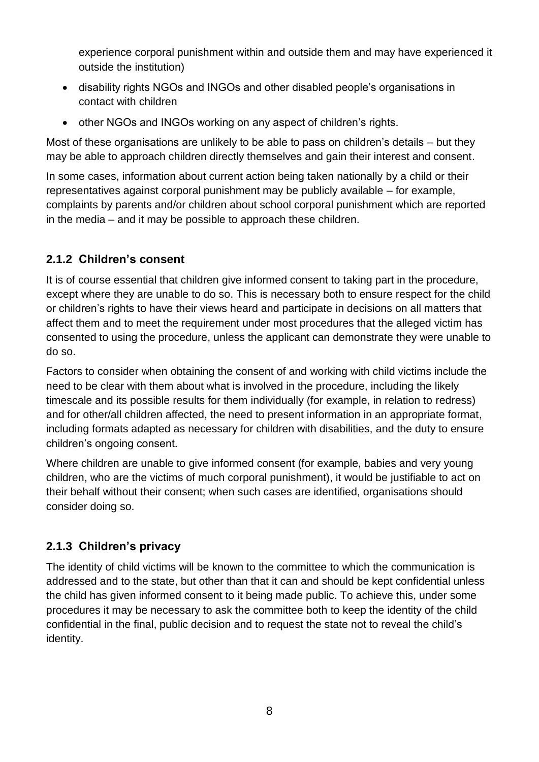experience corporal punishment within and outside them and may have experienced it outside the institution)

- disability rights NGOs and INGOs and other disabled people's organisations in contact with children
- other NGOs and INGOs working on any aspect of children's rights.

Most of these organisations are unlikely to be able to pass on children's details – but they may be able to approach children directly themselves and gain their interest and consent.

In some cases, information about current action being taken nationally by a child or their representatives against corporal punishment may be publicly available – for example, complaints by parents and/or children about school corporal punishment which are reported in the media – and it may be possible to approach these children.

### 2.1.2 Children's consent

It is of course essential that children give informed consent to taking part in the procedure, except where they are unable to do so. This is necessary both to ensure respect for the child or children's rights to have their views heard and participate in decisions on all matters that affect them and to meet the requirement under most procedures that the alleged victim has consented to using the procedure, unless the applicant can demonstrate they were unable to do so.

Factors to consider when obtaining the consent of and working with child victims include the need to be clear with them about what is involved in the procedure, including the likely timescale and its possible results for them individually (for example, in relation to redress) and for other/all children affected, the need to present information in an appropriate format, including formats adapted as necessary for children with disabilities, and the duty to ensure children's ongoing consent.

Where children are unable to give informed consent (for example, babies and very young children, who are the victims of much corporal punishment), it would be justifiable to act on their behalf without their consent; when such cases are identified, organisations should consider doing so.

### 2.1.3 Children's privacy

The identity of child victims will be known to the committee to which the communication is addressed and to the state, but other than that it can and should be kept confidential unless the child has given informed consent to it being made public. To achieve this, under some procedures it may be necessary to ask the committee both to keep the identity of the child confidential in the final, public decision and to request the state not to reveal the child's identity.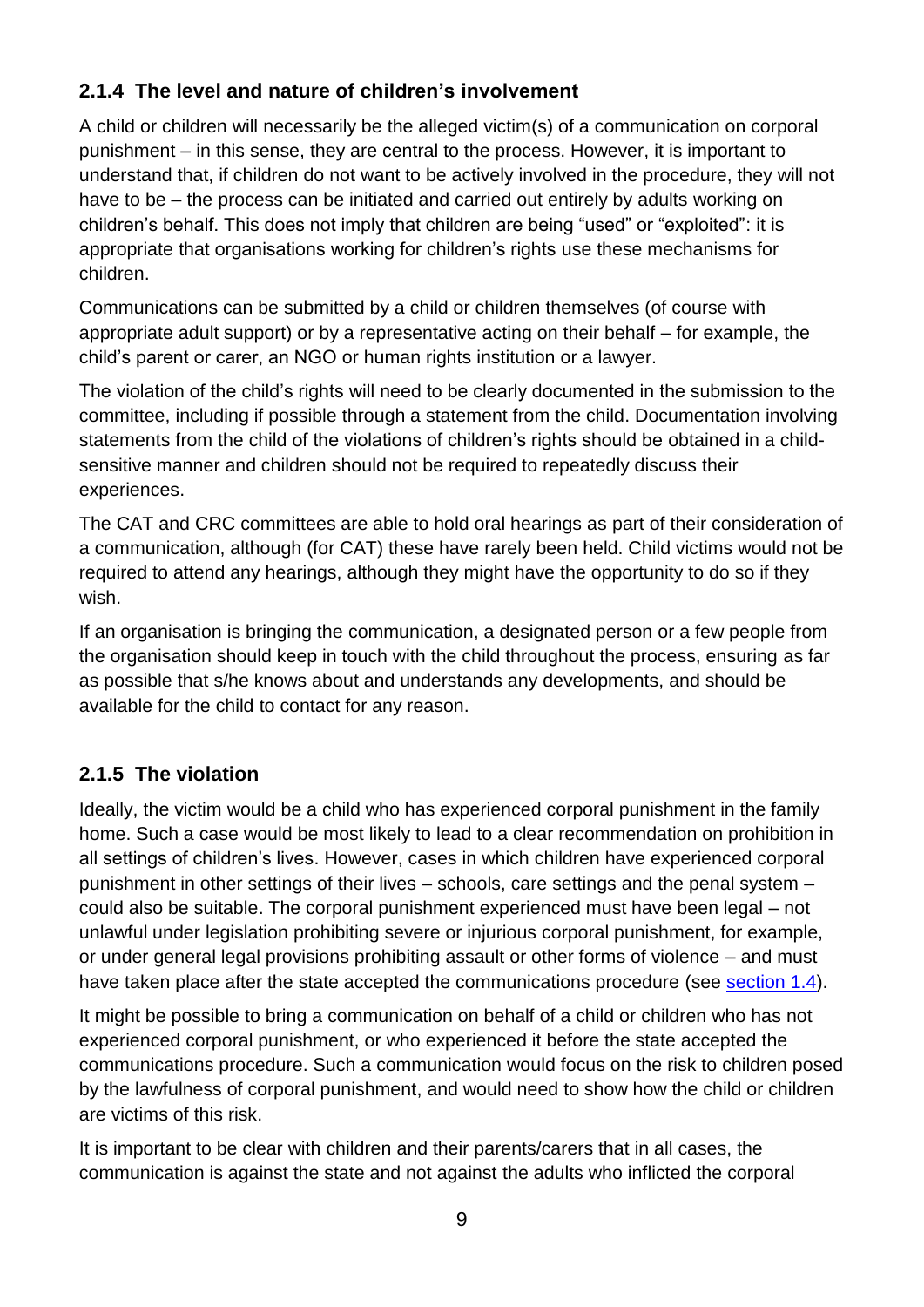### 2.1.4 The level and nature of children's involvement

A child or children will necessarily be the alleged victim(s) of a communication on corporal punishment – in this sense, they are central to the process. However, it is important to understand that, if children do not want to be actively involved in the procedure, they will not have to be – the process can be initiated and carried out entirely by adults working on children's behalf. This does not imply that children are being "used" or "exploited": it is appropriate that organisations working for children's rights use these mechanisms for children.

Communications can be submitted by a child or children themselves (of course with appropriate adult support) or by a representative acting on their behalf – for example, the child's parent or carer, an NGO or human rights institution or a lawyer.

The violation of the child's rights will need to be clearly documented in the submission to the committee, including if possible through a statement from the child. Documentation involving statements from the child of the violations of children's rights should be obtained in a child-sensitive manner and children should not be required to repeatedly discuss their experiences.

The CAT and CRC committees are able to hold oral hearings as part of their consideration of a communication, although (for CAT) these have rarely been held. Child victims would not be required to attend any hearings, although they might have the opportunity to do so if they wish.

If an organisation is bringing the communication, a designated person or a few people from the organisation should keep in touch with the child throughout the process, ensuring as far as possible that s/he knows about and understands any developments, and should be available for the child to contact for any reason.

### 2.1.5 The violation

Ideally, the victim would be a child who has experienced corporal punishment in the family home. Such a case would be most likely to lead to a clear recommendation on prohibition in all settings of children's lives. However, cases in which children have experienced corporal punishment in other settings of their lives – schools, care settings and the penal system – could also be suitable. The corporal punishment experienced must have been legal – not unlawful under legislation prohibiting severe or injurious corporal punishment, for example, or under general legal provisions prohibiting assault or other forms of violence – and must have taken place after the state accepted the communications procedure (see section 1.4).

It might be possible to bring a communication on behalf of a child or children who has not experienced corporal punishment, or who experienced it before the state accepted the communications procedure. Such a communication would focus on the risk to children posed by the lawfulness of corporal punishment, and would need to show how the child or children are victims of this risk.

It is important to be clear with children and their parents/carers that in all cases, the communication is against the state and not against the adults who inflicted the corporal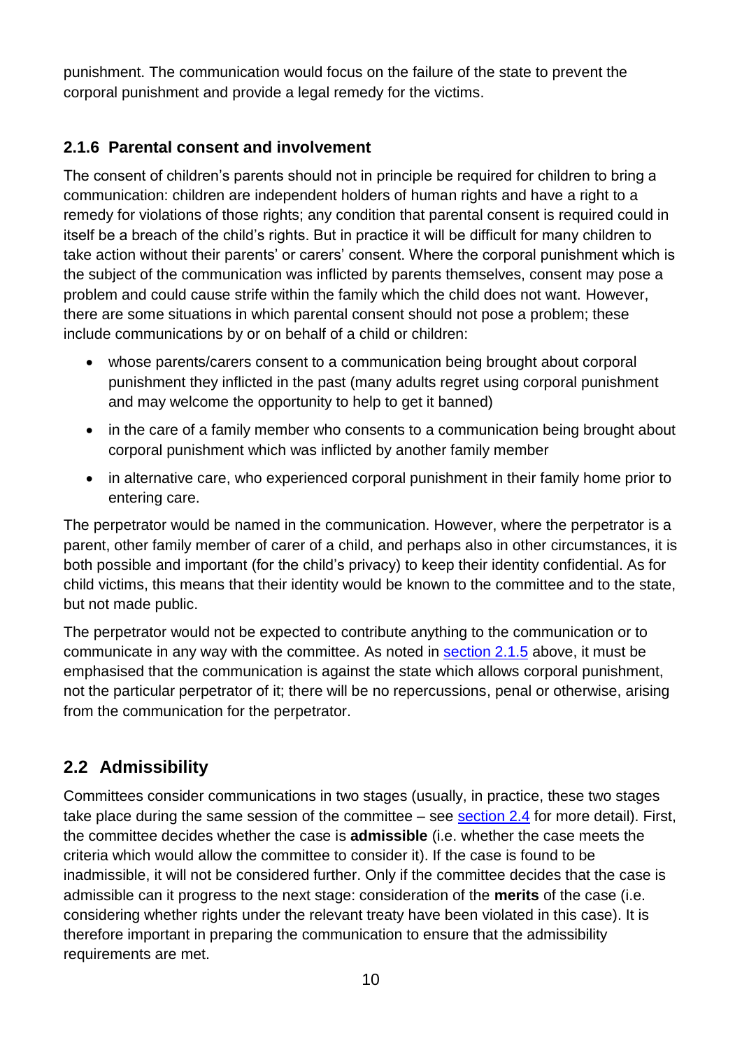punishment. The communication would focus on the failure of the state to prevent the corporal punishment and provide a legal remedy for the victims.

### 2.1.6 Parental consent and involvement

The consent of children's parents should not in principle be required for children to bring a communication: children are independent holders of human rights and have a right to a remedy for violations of those rights; any condition that parental consent is required could in itself be a breach of the child's rights. But in practice it will be difficult for many children to take action without their parents' or carers' consent. Where the corporal punishment which is the subject of the communication was inflicted by parents themselves, consent may pose a problem and could cause strife within the family which the child does not want. However, there are some situations in which parental consent should not pose a problem; these include communications by or on behalf of a child or children:

- whose parents/carers consent to a communication being brought about corporal punishment they inflicted in the past (many adults regret using corporal punishment and may welcome the opportunity to help to get it banned)
- in the care of a family member who consents to a communication being brought about corporal punishment which was inflicted by another family member
- in alternative care, who experienced corporal punishment in their family home prior to entering care.

The perpetrator would be named in the communication. However, where the perpetrator is a parent, other family member of carer of a child, and perhaps also in other circumstances, it is both possible and important (for the child's privacy) to keep their identity confidential. As for child victims, this means that their identity would be known to the committee and to the state, but not made public.

The perpetrator would not be expected to contribute anything to the communication or to communicate in any way with the committee. As noted in section 2.1.5 above, it must be emphasised that the communication is against the state which allows corporal punishment, not the particular perpetrator of it; there will be no repercussions, penal or otherwise, arising from the communication for the perpetrator.

## 2.2 Admissibility

Committees consider communications in two stages (usually, in practice, these two stages take place during the same session of the committee – see section 2.4 for more detail). First, the committee decides whether the case is **admissible** (i.e. whether the case meets the criteria which would allow the committee to consider it). If the case is found to be inadmissible, it will not be considered further. Only if the committee decides that the case is admissible can it progress to the next stage: consideration of the **merits** of the case (i.e. considering whether rights under the relevant treaty have been violated in this case). It is therefore important in preparing the communication to ensure that the admissibility requirements are met.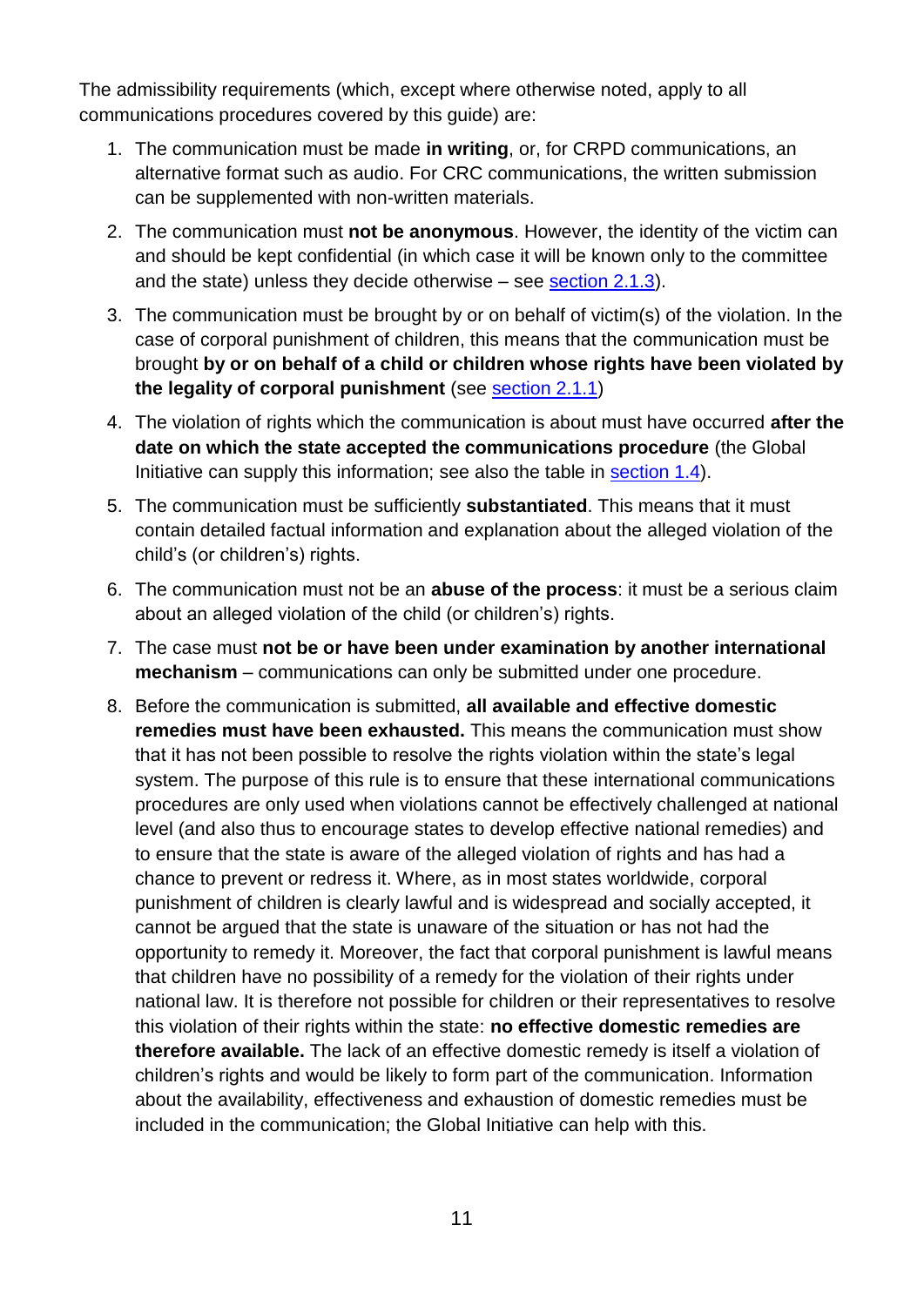The admissibility requirements (which, except where otherwise noted, apply to all communications procedures covered by this guide) are:

1. The communication must be made **in writing**, or, for CRPD communications, an alternative format such as audio. For CRC communications, the written submission can be supplemented with non-written materials.
2. The communication must **not be anonymous**. However, the identity of the victim can and should be kept confidential (in which case it will be known only to the committee and the state) unless they decide otherwise – see section 2.1.3).
3. The communication must be brought by or on behalf of victim(s) of the violation. In the case of corporal punishment of children, this means that the communication must be brought **by or on behalf of a child or children whose rights have been violated by the legality of corporal punishment** (see section 2.1.1)
4. The violation of rights which the communication is about must have occurred **after the date on which the state accepted the communications procedure** (the Global Initiative can supply this information; see also the table in section 1.4).
5. The communication must be sufficiently **substantiated**. This means that it must contain detailed factual information and explanation about the alleged violation of the child's (or children's) rights.
6. The communication must not be an **abuse of the process**: it must be a serious claim about an alleged violation of the child (or children's) rights.
7. The case must **not be or have been under examination by another international mechanism** – communications can only be submitted under one procedure.
8. Before the communication is submitted, **all available and effective domestic remedies must have been exhausted.** This means the communication must show that it has not been possible to resolve the rights violation within the state's legal system. The purpose of this rule is to ensure that these international communications procedures are only used when violations cannot be effectively challenged at national level (and also thus to encourage states to develop effective national remedies) and to ensure that the state is aware of the alleged violation of rights and has had a chance to prevent or redress it. Where, as in most states worldwide, corporal punishment of children is clearly lawful and is widespread and socially accepted, it cannot be argued that the state is unaware of the situation or has not had the opportunity to remedy it. Moreover, the fact that corporal punishment is lawful means that children have no possibility of a remedy for the violation of their rights under national law. It is therefore not possible for children or their representatives to resolve this violation of their rights within the state: **no effective domestic remedies are therefore available.** The lack of an effective domestic remedy is itself a violation of children's rights and would be likely to form part of the communication. Information about the availability, effectiveness and exhaustion of domestic remedies must be included in the communication; the Global Initiative can help with this.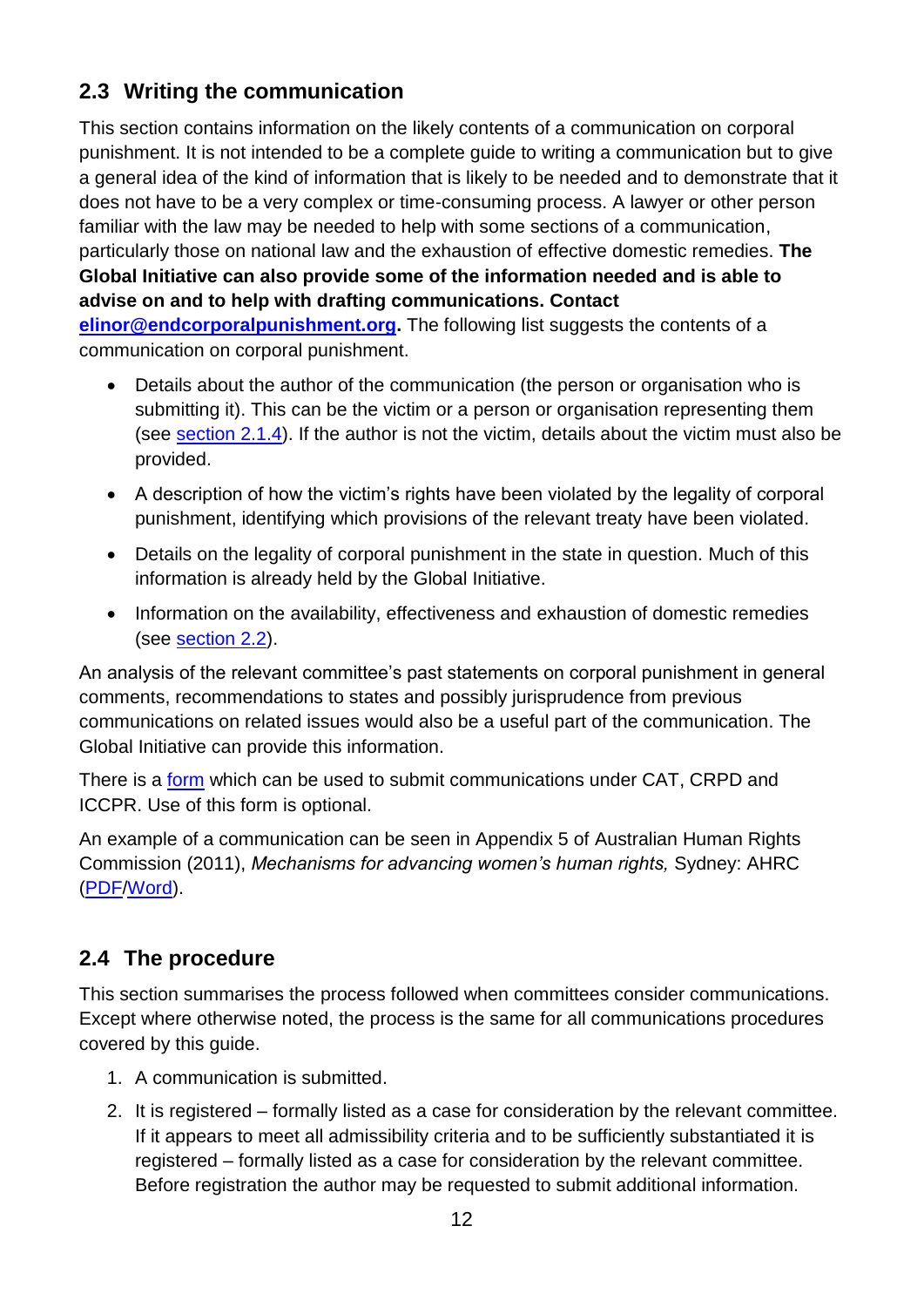## 2.3 Writing the communication

This section contains information on the likely contents of a communication on corporal punishment. It is not intended to be a complete guide to writing a communication but to give a general idea of the kind of information that is likely to be needed and to demonstrate that it does not have to be a very complex or time-consuming process. A lawyer or other person familiar with the law may be needed to help with some sections of a communication, particularly those on national law and the exhaustion of effective domestic remedies. **The Global Initiative can also provide some of the information needed and is able to advise on and to help with drafting communications. Contact elinor@endcorporalpunishment.org.** The following list suggests the contents of a communication on corporal punishment.

- Details about the author of the communication (the person or organisation who is submitting it). This can be the victim or a person or organisation representing them (see section 2.1.4). If the author is not the victim, details about the victim must also be provided.
- A description of how the victim's rights have been violated by the legality of corporal punishment, identifying which provisions of the relevant treaty have been violated.
- Details on the legality of corporal punishment in the state in question. Much of this information is already held by the Global Initiative.
- Information on the availability, effectiveness and exhaustion of domestic remedies (see section 2.2).

An analysis of the relevant committee's past statements on corporal punishment in general comments, recommendations to states and possibly jurisprudence from previous communications on related issues would also be a useful part of the communication. The Global Initiative can provide this information.

There is a form which can be used to submit communications under CAT, CRPD and ICCPR. Use of this form is optional.

An example of a communication can be seen in Appendix 5 of Australian Human Rights Commission (2011), *Mechanisms for advancing women's human rights,* Sydney: AHRC (PDF/Word).

## 2.4 The procedure

This section summarises the process followed when committees consider communications. Except where otherwise noted, the process is the same for all communications procedures covered by this guide.

1. A communication is submitted.
2. It is registered – formally listed as a case for consideration by the relevant committee. If it appears to meet all admissibility criteria and to be sufficiently substantiated it is registered – formally listed as a case for consideration by the relevant committee. Before registration the author may be requested to submit additional information.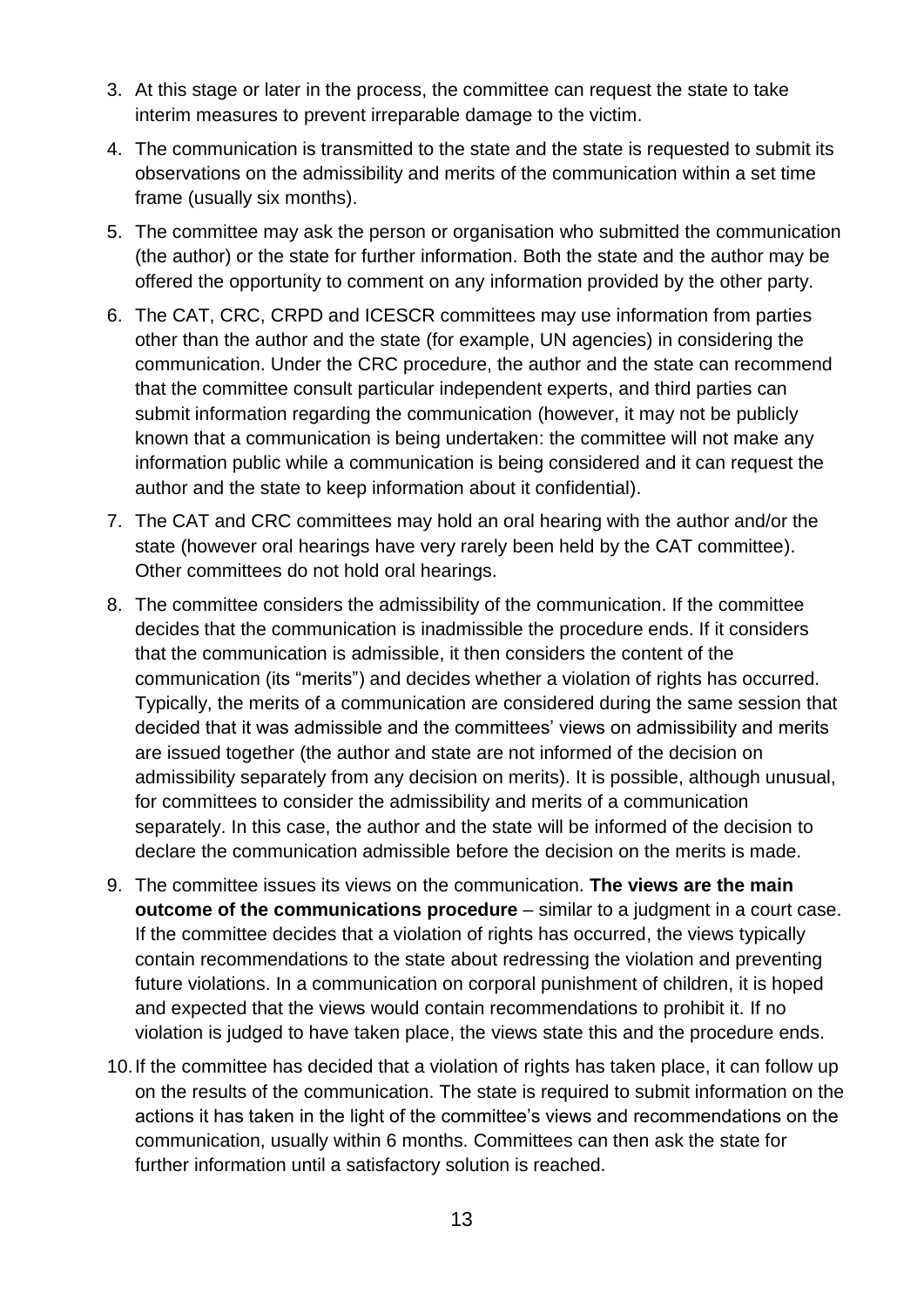3. At this stage or later in the process, the committee can request the state to take interim measures to prevent irreparable damage to the victim.
4. The communication is transmitted to the state and the state is requested to submit its observations on the admissibility and merits of the communication within a set time frame (usually six months).
5. The committee may ask the person or organisation who submitted the communication (the author) or the state for further information. Both the state and the author may be offered the opportunity to comment on any information provided by the other party.
6. The CAT, CRC, CRPD and ICESCR committees may use information from parties other than the author and the state (for example, UN agencies) in considering the communication. Under the CRC procedure, the author and the state can recommend that the committee consult particular independent experts, and third parties can submit information regarding the communication (however, it may not be publicly known that a communication is being undertaken: the committee will not make any information public while a communication is being considered and it can request the author and the state to keep information about it confidential).
7. The CAT and CRC committees may hold an oral hearing with the author and/or the state (however oral hearings have very rarely been held by the CAT committee). Other committees do not hold oral hearings.
8. The committee considers the admissibility of the communication. If the committee decides that the communication is inadmissible the procedure ends. If it considers that the communication is admissible, it then considers the content of the communication (its "merits") and decides whether a violation of rights has occurred. Typically, the merits of a communication are considered during the same session that decided that it was admissible and the committees' views on admissibility and merits are issued together (the author and state are not informed of the decision on admissibility separately from any decision on merits). It is possible, although unusual, for committees to consider the admissibility and merits of a communication separately. In this case, the author and the state will be informed of the decision to declare the communication admissible before the decision on the merits is made.
9. The committee issues its views on the communication. **The views are the main outcome of the communications procedure** – similar to a judgment in a court case. If the committee decides that a violation of rights has occurred, the views typically contain recommendations to the state about redressing the violation and preventing future violations. In a communication on corporal punishment of children, it is hoped and expected that the views would contain recommendations to prohibit it. If no violation is judged to have taken place, the views state this and the procedure ends.
10. If the committee has decided that a violation of rights has taken place, it can follow up on the results of the communication. The state is required to submit information on the actions it has taken in the light of the committee's views and recommendations on the communication, usually within 6 months. Committees can then ask the state for further information until a satisfactory solution is reached.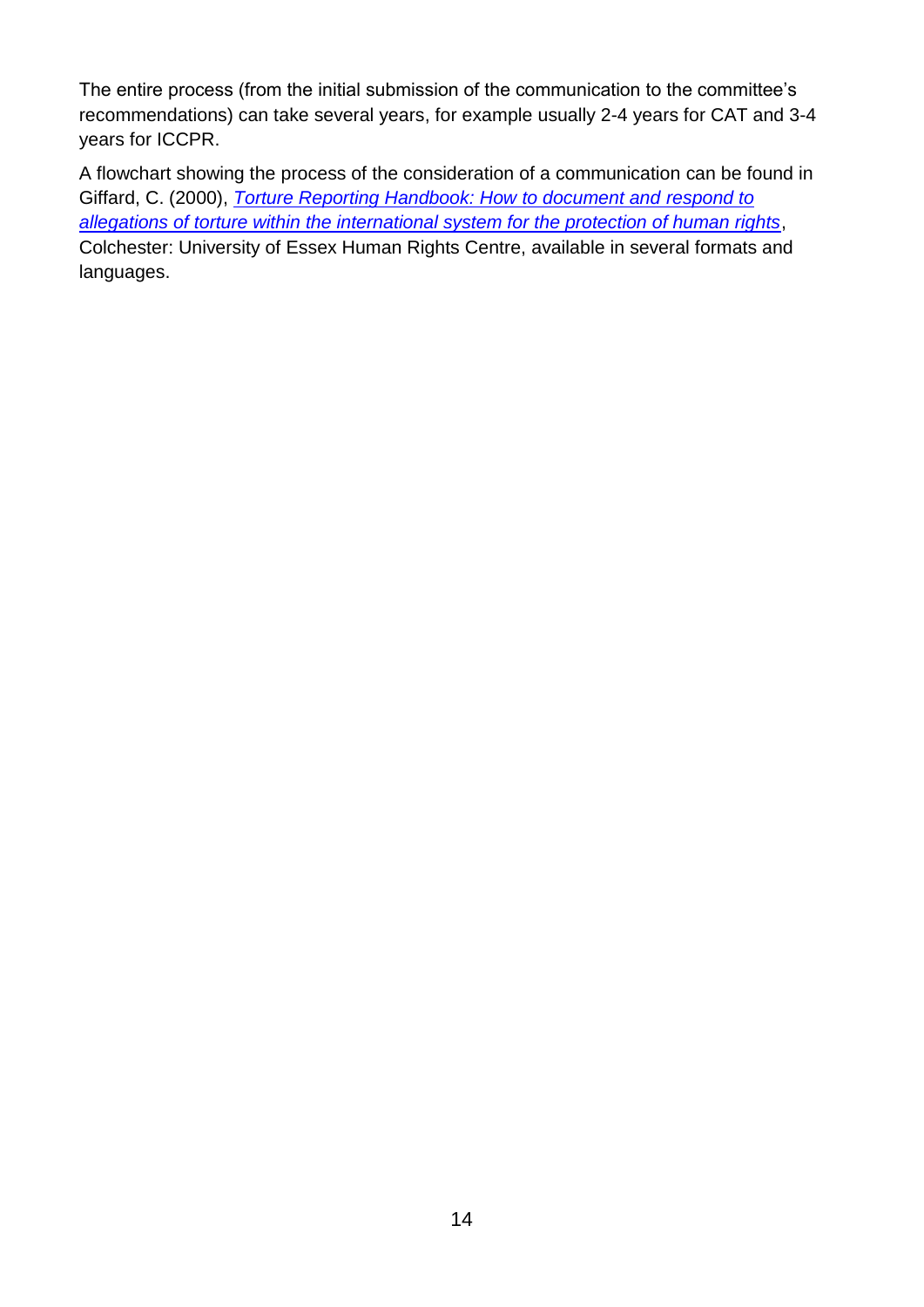The entire process (from the initial submission of the communication to the committee's recommendations) can take several years, for example usually 2-4 years for CAT and 3-4 years for ICCPR.

A flowchart showing the process of the consideration of a communication can be found in Giffard, C. (2000), *Torture Reporting Handbook: How to document and respond to allegations of torture within the international system for the protection of human rights*, Colchester: University of Essex Human Rights Centre, available in several formats and languages.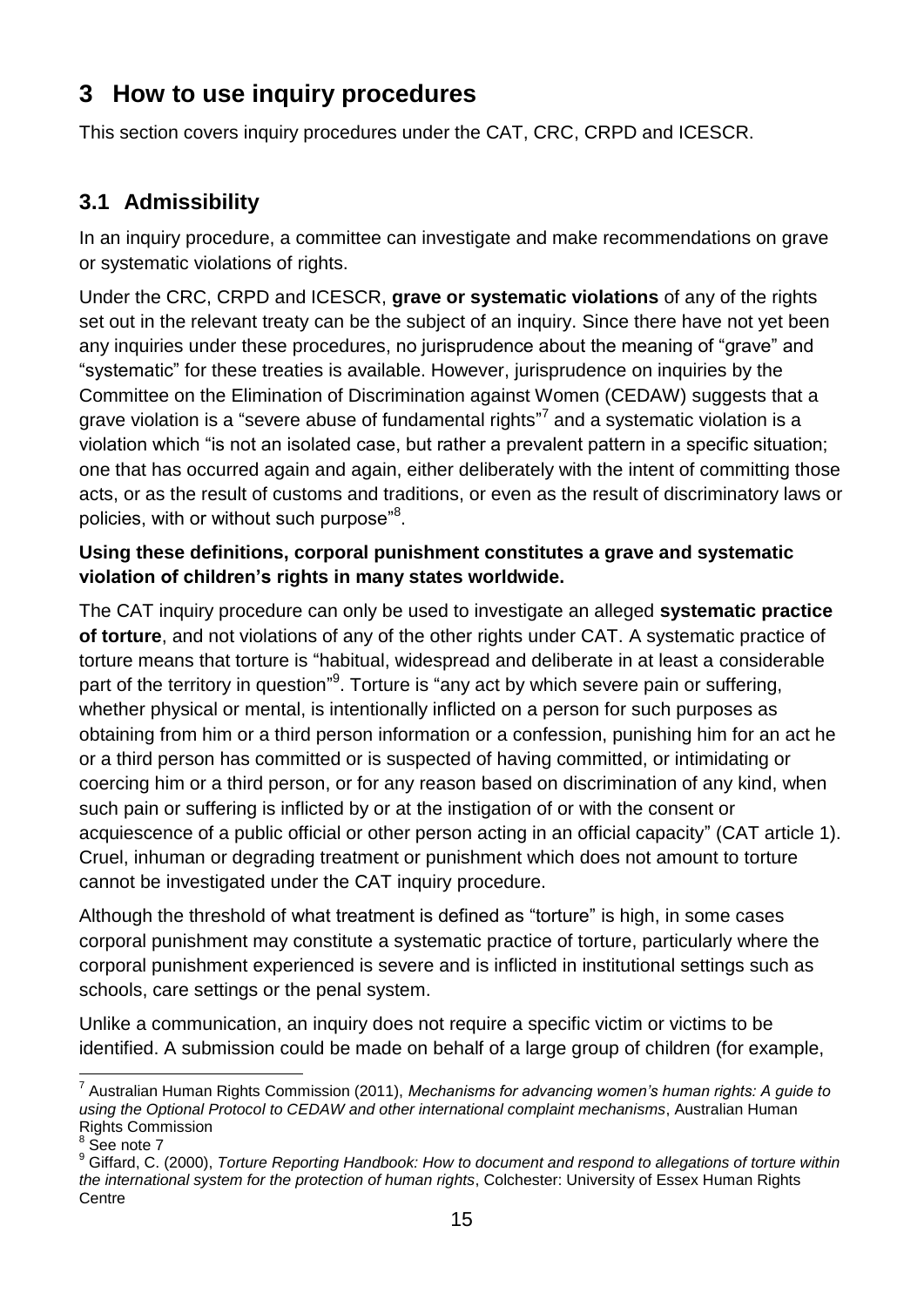# 3 How to use inquiry procedures

This section covers inquiry procedures under the CAT, CRC, CRPD and ICESCR.

## 3.1 Admissibility

In an inquiry procedure, a committee can investigate and make recommendations on grave or systematic violations of rights.

Under the CRC, CRPD and ICESCR, **grave or systematic violations** of any of the rights set out in the relevant treaty can be the subject of an inquiry. Since there have not yet been any inquiries under these procedures, no jurisprudence about the meaning of "grave" and "systematic" for these treaties is available. However, jurisprudence on inquiries by the Committee on the Elimination of Discrimination against Women (CEDAW) suggests that a grave violation is a "severe abuse of fundamental rights"[7] and a systematic violation is a violation which "is not an isolated case, but rather a prevalent pattern in a specific situation; one that has occurred again and again, either deliberately with the intent of committing those acts, or as the result of customs and traditions, or even as the result of discriminatory laws or policies, with or without such purpose"[8].

**Using these definitions, corporal punishment constitutes a grave and systematic violation of children's rights in many states worldwide.**

The CAT inquiry procedure can only be used to investigate an alleged **systematic practice of torture**, and not violations of any of the other rights under CAT. A systematic practice of torture means that torture is "habitual, widespread and deliberate in at least a considerable part of the territory in question"[9]. Torture is "any act by which severe pain or suffering, whether physical or mental, is intentionally inflicted on a person for such purposes as obtaining from him or a third person information or a confession, punishing him for an act he or a third person has committed or is suspected of having committed, or intimidating or coercing him or a third person, or for any reason based on discrimination of any kind, when such pain or suffering is inflicted by or at the instigation of or with the consent or acquiescence of a public official or other person acting in an official capacity" (CAT article 1). Cruel, inhuman or degrading treatment or punishment which does not amount to torture cannot be investigated under the CAT inquiry procedure.

Although the threshold of what treatment is defined as "torture" is high, in some cases corporal punishment may constitute a systematic practice of torture, particularly where the corporal punishment experienced is severe and is inflicted in institutional settings such as schools, care settings or the penal system.

Unlike a communication, an inquiry does not require a specific victim or victims to be identified. A submission could be made on behalf of a large group of children (for example,

---

[7] Australian Human Rights Commission (2011), *Mechanisms for advancing women's human rights: A guide to using the Optional Protocol to CEDAW and other international complaint mechanisms*, Australian Human Rights Commission

[8] See note 7

[9] Giffard, C. (2000), *Torture Reporting Handbook: How to document and respond to allegations of torture within the international system for the protection of human rights*, Colchester: University of Essex Human Rights Centre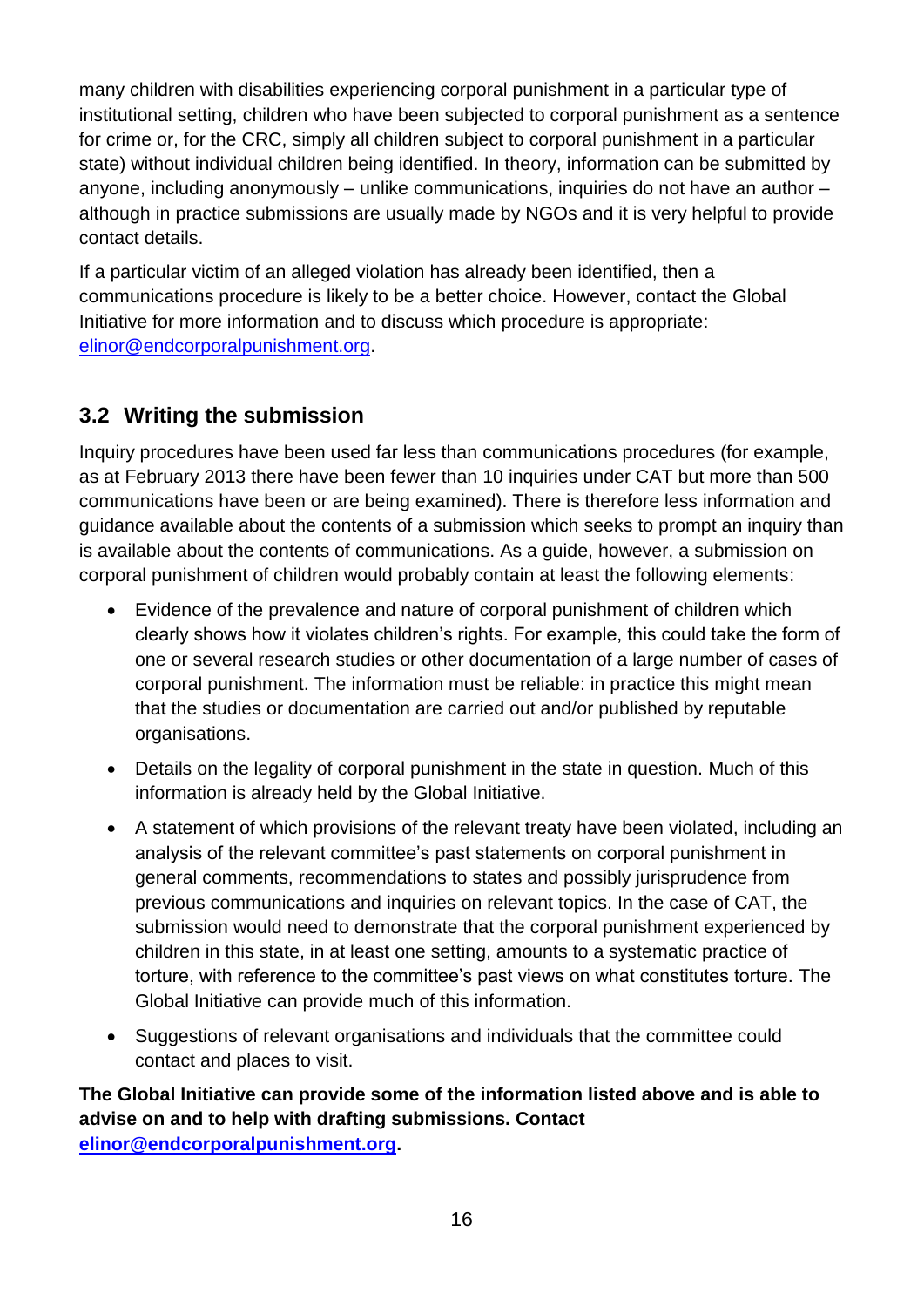many children with disabilities experiencing corporal punishment in a particular type of institutional setting, children who have been subjected to corporal punishment as a sentence for crime or, for the CRC, simply all children subject to corporal punishment in a particular state) without individual children being identified. In theory, information can be submitted by anyone, including anonymously – unlike communications, inquiries do not have an author – although in practice submissions are usually made by NGOs and it is very helpful to provide contact details.

If a particular victim of an alleged violation has already been identified, then a communications procedure is likely to be a better choice. However, contact the Global Initiative for more information and to discuss which procedure is appropriate: elinor@endcorporalpunishment.org.

## 3.2 Writing the submission

Inquiry procedures have been used far less than communications procedures (for example, as at February 2013 there have been fewer than 10 inquiries under CAT but more than 500 communications have been or are being examined). There is therefore less information and guidance available about the contents of a submission which seeks to prompt an inquiry than is available about the contents of communications. As a guide, however, a submission on corporal punishment of children would probably contain at least the following elements:

- Evidence of the prevalence and nature of corporal punishment of children which clearly shows how it violates children's rights. For example, this could take the form of one or several research studies or other documentation of a large number of cases of corporal punishment. The information must be reliable: in practice this might mean that the studies or documentation are carried out and/or published by reputable organisations.
- Details on the legality of corporal punishment in the state in question. Much of this information is already held by the Global Initiative.
- A statement of which provisions of the relevant treaty have been violated, including an analysis of the relevant committee's past statements on corporal punishment in general comments, recommendations to states and possibly jurisprudence from previous communications and inquiries on relevant topics. In the case of CAT, the submission would need to demonstrate that the corporal punishment experienced by children in this state, in at least one setting, amounts to a systematic practice of torture, with reference to the committee's past views on what constitutes torture. The Global Initiative can provide much of this information.
- Suggestions of relevant organisations and individuals that the committee could contact and places to visit.

**The Global Initiative can provide some of the information listed above and is able to advise on and to help with drafting submissions. Contact elinor@endcorporalpunishment.org.**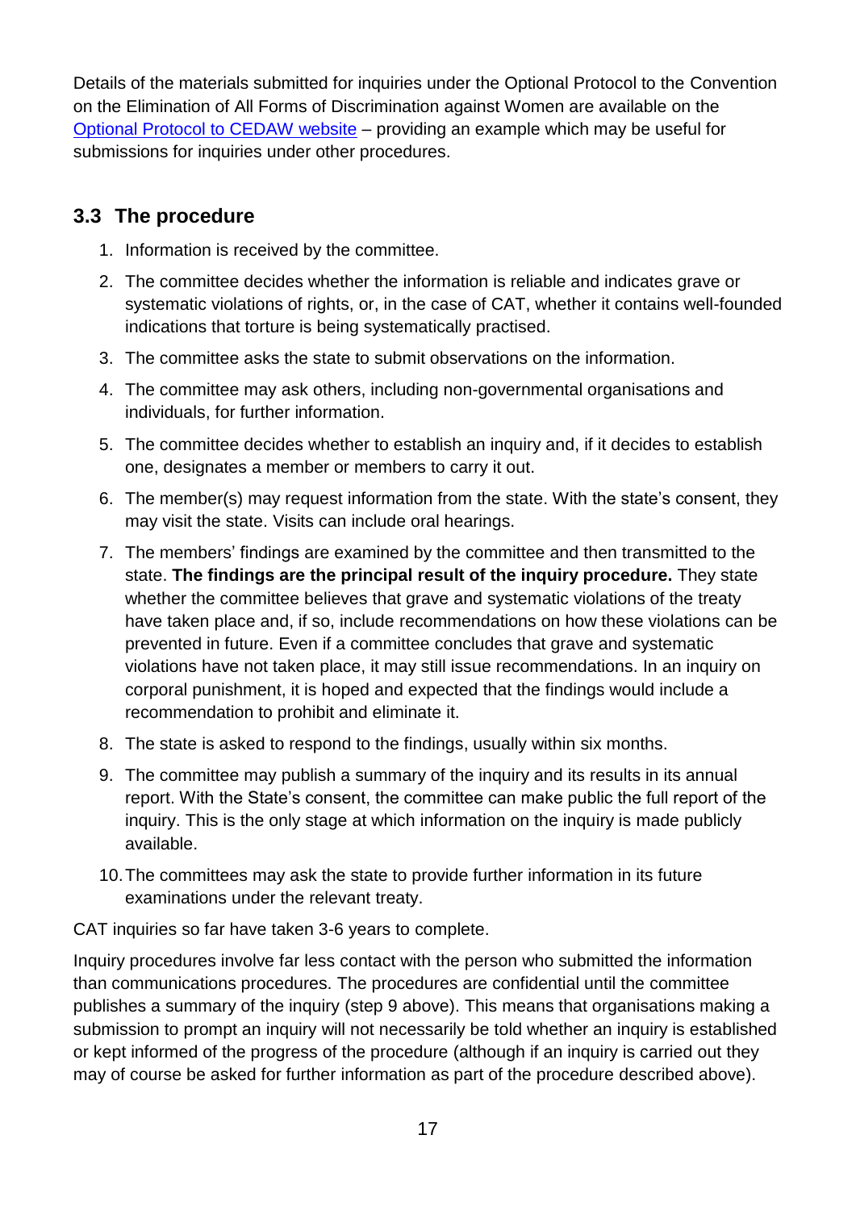Details of the materials submitted for inquiries under the Optional Protocol to the Convention on the Elimination of All Forms of Discrimination against Women are available on the [Optional Protocol to CEDAW website](#) – providing an example which may be useful for submissions for inquiries under other procedures.

## 3.3 The procedure

1. Information is received by the committee.
2. The committee decides whether the information is reliable and indicates grave or systematic violations of rights, or, in the case of CAT, whether it contains well-founded indications that torture is being systematically practised.
3. The committee asks the state to submit observations on the information.
4. The committee may ask others, including non-governmental organisations and individuals, for further information.
5. The committee decides whether to establish an inquiry and, if it decides to establish one, designates a member or members to carry it out.
6. The member(s) may request information from the state. With the state's consent, they may visit the state. Visits can include oral hearings.
7. The members' findings are examined by the committee and then transmitted to the state. **The findings are the principal result of the inquiry procedure.** They state whether the committee believes that grave and systematic violations of the treaty have taken place and, if so, include recommendations on how these violations can be prevented in future. Even if a committee concludes that grave and systematic violations have not taken place, it may still issue recommendations. In an inquiry on corporal punishment, it is hoped and expected that the findings would include a recommendation to prohibit and eliminate it.
8. The state is asked to respond to the findings, usually within six months.
9. The committee may publish a summary of the inquiry and its results in its annual report. With the State's consent, the committee can make public the full report of the inquiry. This is the only stage at which information on the inquiry is made publicly available.
10. The committees may ask the state to provide further information in its future examinations under the relevant treaty.

CAT inquiries so far have taken 3-6 years to complete.

Inquiry procedures involve far less contact with the person who submitted the information than communications procedures. The procedures are confidential until the committee publishes a summary of the inquiry (step 9 above). This means that organisations making a submission to prompt an inquiry will not necessarily be told whether an inquiry is established or kept informed of the progress of the procedure (although if an inquiry is carried out they may of course be asked for further information as part of the procedure described above).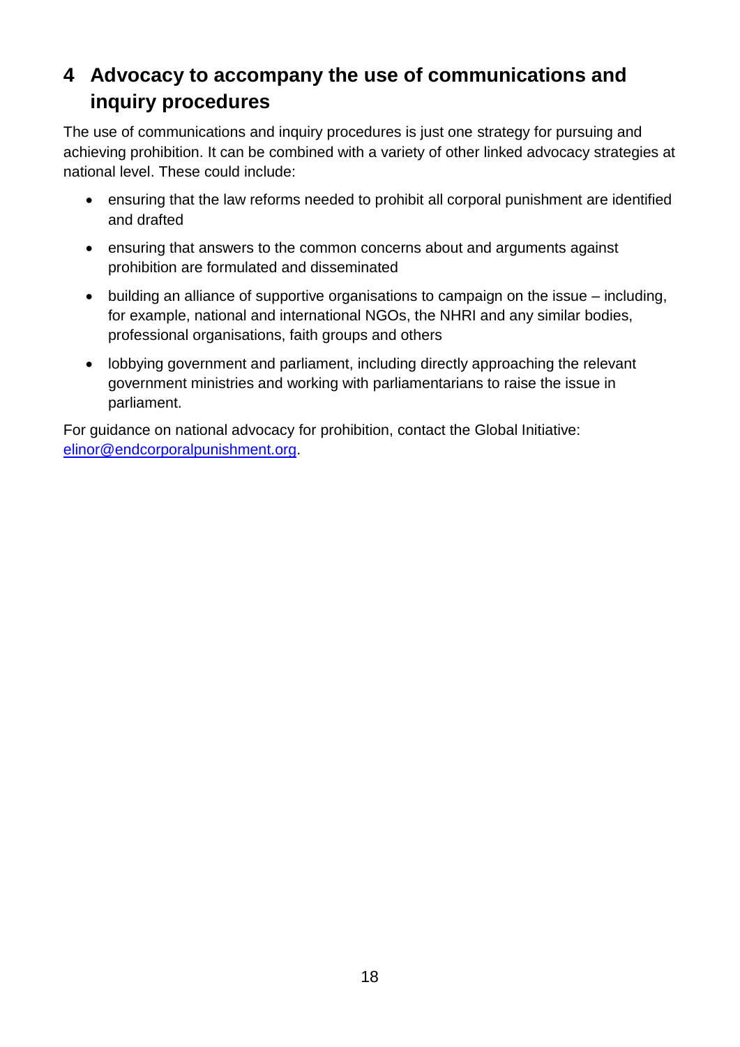## 4 Advocacy to accompany the use of communications and inquiry procedures

The use of communications and inquiry procedures is just one strategy for pursuing and achieving prohibition. It can be combined with a variety of other linked advocacy strategies at national level. These could include:

- ensuring that the law reforms needed to prohibit all corporal punishment are identified and drafted
- ensuring that answers to the common concerns about and arguments against prohibition are formulated and disseminated
- building an alliance of supportive organisations to campaign on the issue – including, for example, national and international NGOs, the NHRI and any similar bodies, professional organisations, faith groups and others
- lobbying government and parliament, including directly approaching the relevant government ministries and working with parliamentarians to raise the issue in parliament.

For guidance on national advocacy for prohibition, contact the Global Initiative: elinor@endcorporalpunishment.org.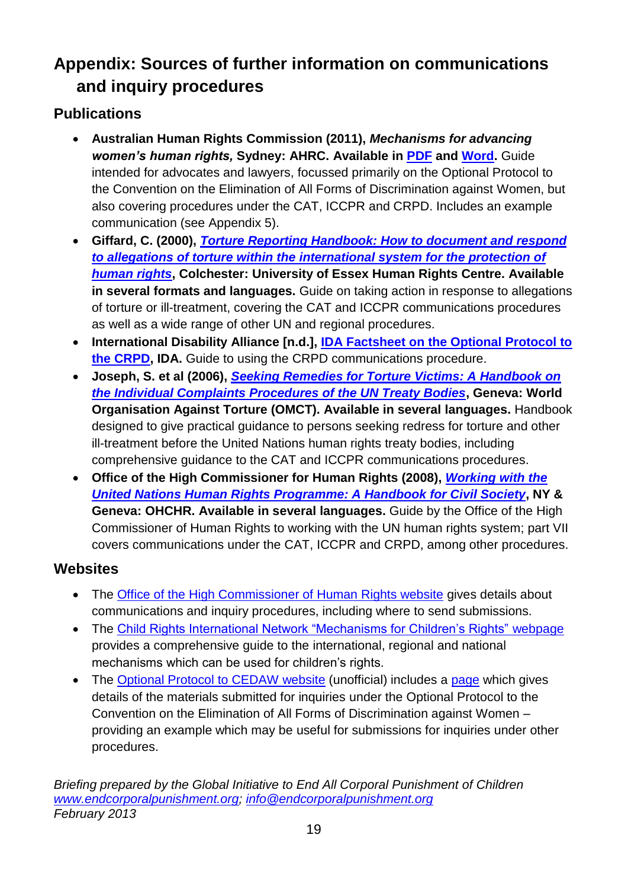# Appendix: Sources of further information on communications and inquiry procedures

## Publications

- **Australian Human Rights Commission (2011),** ***Mechanisms for advancing women's human rights,*** **Sydney: AHRC. Available in PDF and Word.** Guide intended for advocates and lawyers, focussed primarily on the Optional Protocol to the Convention on the Elimination of All Forms of Discrimination against Women, but also covering procedures under the CAT, ICCPR and CRPD. Includes an example communication (see Appendix 5).
- **Giffard, C. (2000),** ***Torture Reporting Handbook: How to document and respond to allegations of torture within the international system for the protection of human rights*****, Colchester: University of Essex Human Rights Centre. Available in several formats and languages.** Guide on taking action in response to allegations of torture or ill-treatment, covering the CAT and ICCPR communications procedures as well as a wide range of other UN and regional procedures.
- **International Disability Alliance [n.d.], IDA Factsheet on the Optional Protocol to the CRPD, IDA.** Guide to using the CRPD communications procedure.
- **Joseph, S. et al (2006),** ***Seeking Remedies for Torture Victims: A Handbook on the Individual Complaints Procedures of the UN Treaty Bodies*****, Geneva: World Organisation Against Torture (OMCT). Available in several languages.** Handbook designed to give practical guidance to persons seeking redress for torture and other ill-treatment before the United Nations human rights treaty bodies, including comprehensive guidance to the CAT and ICCPR communications procedures.
- **Office of the High Commissioner for Human Rights (2008),** ***Working with the United Nations Human Rights Programme: A Handbook for Civil Society*****, NY & Geneva: OHCHR. Available in several languages.** Guide by the Office of the High Commissioner of Human Rights to working with the UN human rights system; part VII covers communications under the CAT, ICCPR and CRPD, among other procedures.

## Websites

- The Office of the High Commissioner of Human Rights website gives details about communications and inquiry procedures, including where to send submissions.
- The Child Rights International Network "Mechanisms for Children's Rights" webpage provides a comprehensive guide to the international, regional and national mechanisms which can be used for children's rights.
- The Optional Protocol to CEDAW website (unofficial) includes a page which gives details of the materials submitted for inquiries under the Optional Protocol to the Convention on the Elimination of All Forms of Discrimination against Women – providing an example which may be useful for submissions for inquiries under other procedures.

*Briefing prepared by the Global Initiative to End All Corporal Punishment of Children*
*www.endcorporalpunishment.org; info@endcorporalpunishment.org*
*February 2013*